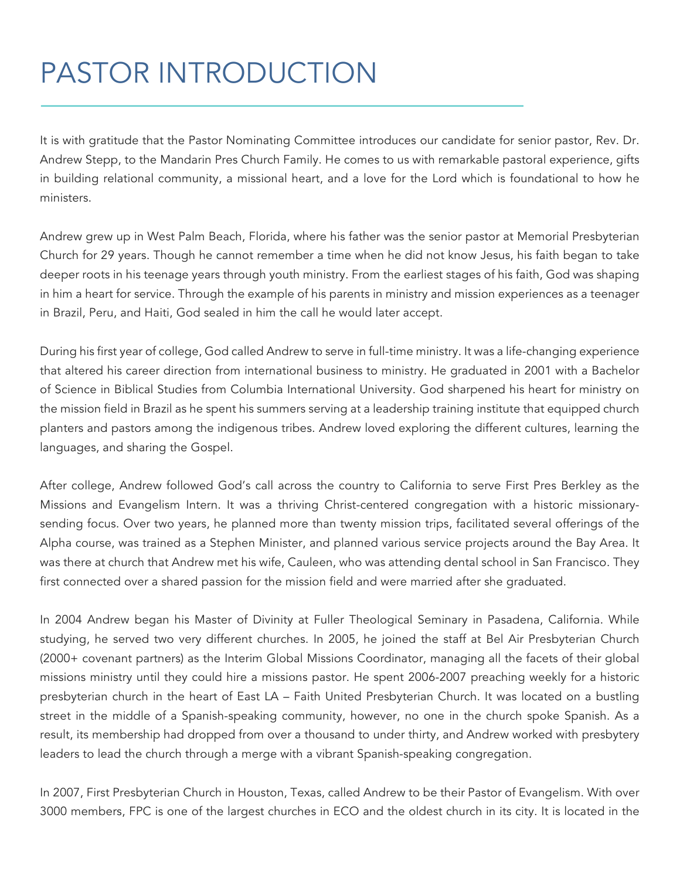# PASTOR INTRODUCTION

It is with gratitude that the Pastor Nominating Committee introduces our candidate for senior pastor, Rev. Dr. Andrew Stepp, to the Mandarin Pres Church Family. He comes to us with remarkable pastoral experience, gifts in building relational community, a missional heart, and a love for the Lord which is foundational to how he ministers.

Andrew grew up in West Palm Beach, Florida, where his father was the senior pastor at Memorial Presbyterian Church for 29 years. Though he cannot remember a time when he did not know Jesus, his faith began to take deeper roots in his teenage years through youth ministry. From the earliest stages of his faith, God was shaping in him a heart for service. Through the example of his parents in ministry and mission experiences as a teenager in Brazil, Peru, and Haiti, God sealed in him the call he would later accept.

During his first year of college, God called Andrew to serve in full-time ministry. It was a life-changing experience that altered his career direction from international business to ministry. He graduated in 2001 with a Bachelor of Science in Biblical Studies from Columbia International University. God sharpened his heart for ministry on the mission field in Brazil as he spent his summers serving at a leadership training institute that equipped church planters and pastors among the indigenous tribes. Andrew loved exploring the different cultures, learning the languages, and sharing the Gospel.

After college, Andrew followed God's call across the country to California to serve First Pres Berkley as the Missions and Evangelism Intern. It was a thriving Christ-centered congregation with a historic missionary-sending focus. Over two years, he planned more than twenty mission trips, facilitated several offerings of the Alpha course, was trained as a Stephen Minister, and planned various service projects around the Bay Area. It was there at church that Andrew met his wife, Cauleen, who was attending dental school in San Francisco. They first connected over a shared passion for the mission field and were married after she graduated.

In 2004 Andrew began his Master of Divinity at Fuller Theological Seminary in Pasadena, California. While studying, he served two very different churches. In 2005, he joined the staff at Bel Air Presbyterian Church (2000+ covenant partners) as the Interim Global Missions Coordinator, managing all the facets of their global missions ministry until they could hire a missions pastor. He spent 2006-2007 preaching weekly for a historic presbyterian church in the heart of East LA – Faith United Presbyterian Church. It was located on a bustling street in the middle of a Spanish-speaking community, however, no one in the church spoke Spanish. As a result, its membership had dropped from over a thousand to under thirty, and Andrew worked with presbytery leaders to lead the church through a merge with a vibrant Spanish-speaking congregation.

In 2007, First Presbyterian Church in Houston, Texas, called Andrew to be their Pastor of Evangelism. With over 3000 members, FPC is one of the largest churches in ECO and the oldest church in its city. It is located in the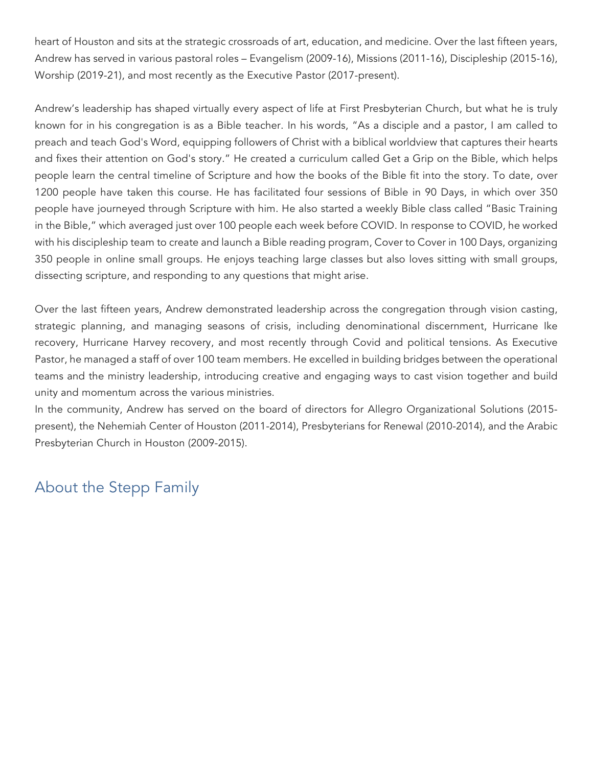heart of Houston and sits at the strategic crossroads of art, education, and medicine. Over the last fifteen years, Andrew has served in various pastoral roles – Evangelism (2009-16), Missions (2011-16), Discipleship (2015-16), Worship (2019-21), and most recently as the Executive Pastor (2017-present).

Andrew's leadership has shaped virtually every aspect of life at First Presbyterian Church, but what he is truly known for in his congregation is as a Bible teacher. In his words, "As a disciple and a pastor, I am called to preach and teach God's Word, equipping followers of Christ with a biblical worldview that captures their hearts and fixes their attention on God's story." He created a curriculum called Get a Grip on the Bible, which helps people learn the central timeline of Scripture and how the books of the Bible fit into the story. To date, over 1200 people have taken this course. He has facilitated four sessions of Bible in 90 Days, in which over 350 people have journeyed through Scripture with him. He also started a weekly Bible class called "Basic Training in the Bible," which averaged just over 100 people each week before COVID. In response to COVID, he worked with his discipleship team to create and launch a Bible reading program, Cover to Cover in 100 Days, organizing 350 people in online small groups. He enjoys teaching large classes but also loves sitting with small groups, dissecting scripture, and responding to any questions that might arise.

Over the last fifteen years, Andrew demonstrated leadership across the congregation through vision casting, strategic planning, and managing seasons of crisis, including denominational discernment, Hurricane Ike recovery, Hurricane Harvey recovery, and most recently through Covid and political tensions. As Executive Pastor, he managed a staff of over 100 team members. He excelled in building bridges between the operational teams and the ministry leadership, introducing creative and engaging ways to cast vision together and build unity and momentum across the various ministries.

In the community, Andrew has served on the board of directors for Allegro Organizational Solutions (2015-present), the Nehemiah Center of Houston (2011-2014), Presbyterians for Renewal (2010-2014), and the Arabic Presbyterian Church in Houston (2009-2015).

## About the Stepp Family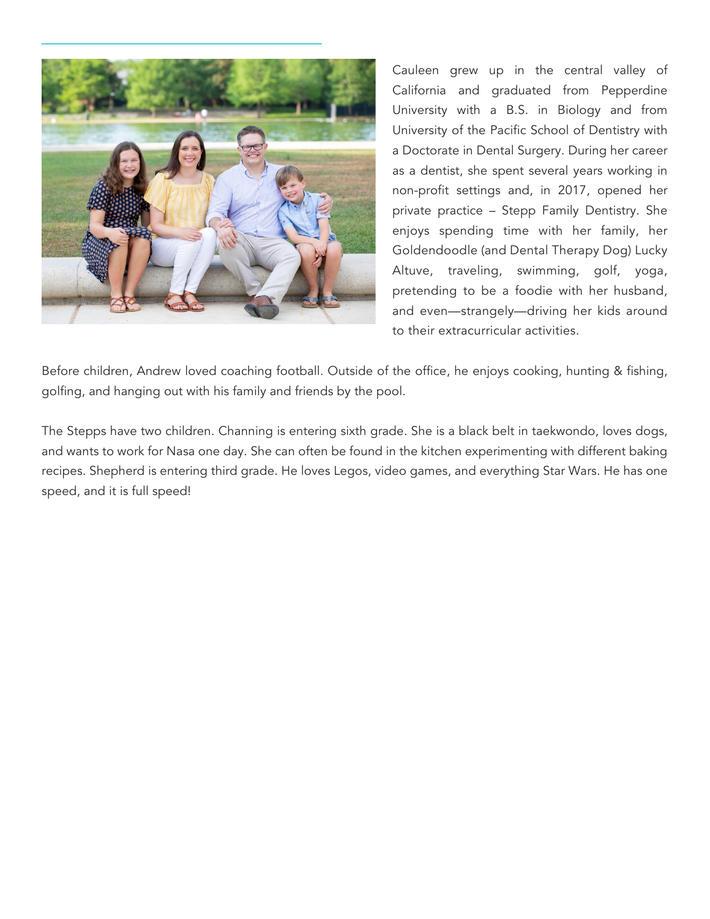Cauleen grew up in the central valley of California and graduated from Pepperdine University with a B.S. in Biology and from University of the Pacific School of Dentistry with a Doctorate in Dental Surgery. During her career as a dentist, she spent several years working in non-profit settings and, in 2017, opened her private practice – Stepp Family Dentistry. She enjoys spending time with her family, her Goldendoodle (and Dental Therapy Dog) Lucky Altuve, traveling, swimming, golf, yoga, pretending to be a foodie with her husband, and even—strangely—driving her kids around to their extracurricular activities.

Before children, Andrew loved coaching football. Outside of the office, he enjoys cooking, hunting & fishing, golfing, and hanging out with his family and friends by the pool.

The Stepps have two children. Channing is entering sixth grade. She is a black belt in taekwondo, loves dogs, and wants to work for Nasa one day. She can often be found in the kitchen experimenting with different baking recipes. Shepherd is entering third grade. He loves Legos, video games, and everything Star Wars. He has one speed, and it is full speed!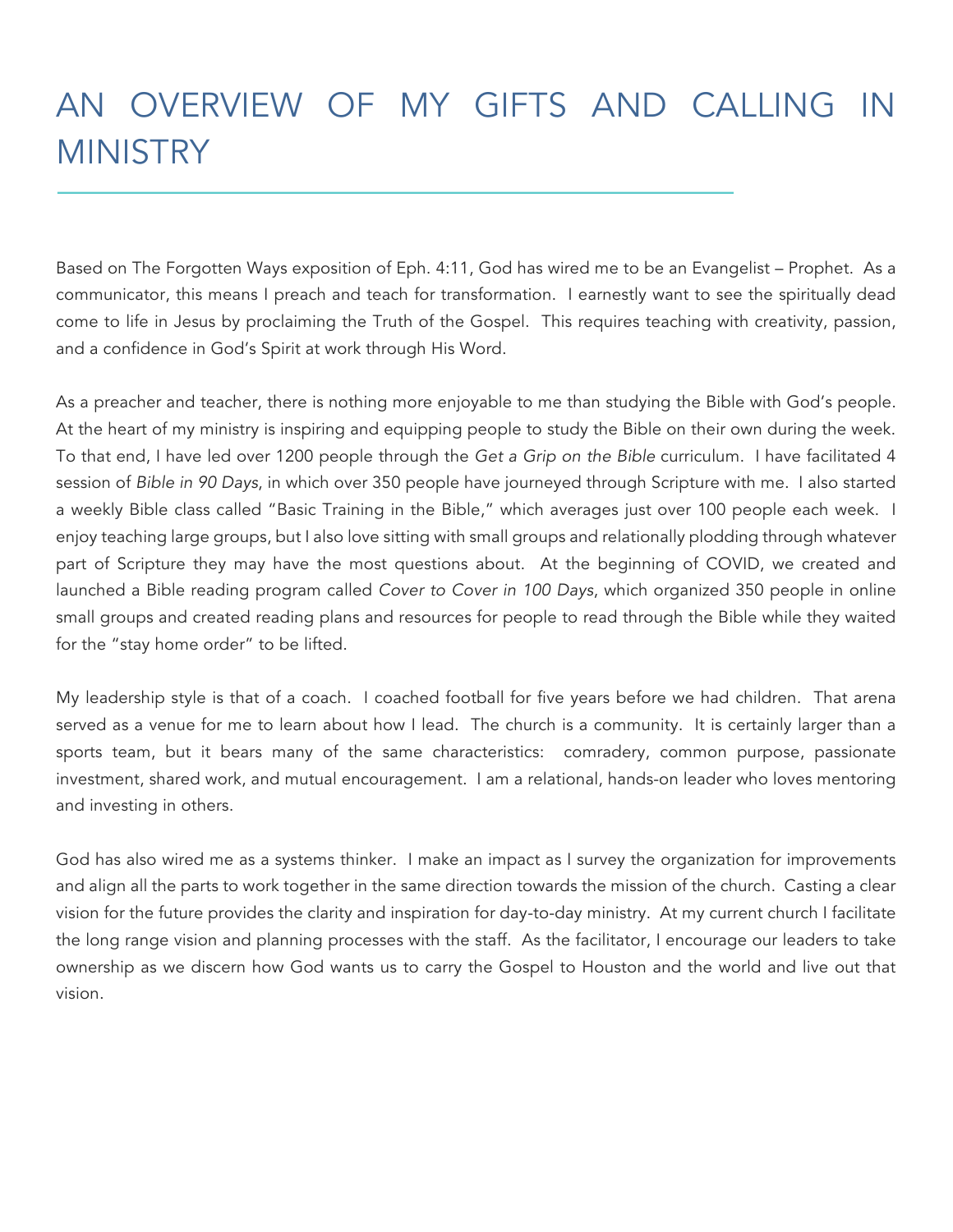# AN OVERVIEW OF MY GIFTS AND CALLING IN MINISTRY

Based on The Forgotten Ways exposition of Eph. 4:11, God has wired me to be an Evangelist – Prophet. As a communicator, this means I preach and teach for transformation. I earnestly want to see the spiritually dead come to life in Jesus by proclaiming the Truth of the Gospel. This requires teaching with creativity, passion, and a confidence in God's Spirit at work through His Word.

As a preacher and teacher, there is nothing more enjoyable to me than studying the Bible with God's people. At the heart of my ministry is inspiring and equipping people to study the Bible on their own during the week. To that end, I have led over 1200 people through the *Get a Grip on the Bible* curriculum. I have facilitated 4 session of *Bible in 90 Days*, in which over 350 people have journeyed through Scripture with me. I also started a weekly Bible class called "Basic Training in the Bible," which averages just over 100 people each week. I enjoy teaching large groups, but I also love sitting with small groups and relationally plodding through whatever part of Scripture they may have the most questions about. At the beginning of COVID, we created and launched a Bible reading program called *Cover to Cover in 100 Days*, which organized 350 people in online small groups and created reading plans and resources for people to read through the Bible while they waited for the "stay home order" to be lifted.

My leadership style is that of a coach. I coached football for five years before we had children. That arena served as a venue for me to learn about how I lead. The church is a community. It is certainly larger than a sports team, but it bears many of the same characteristics: comradery, common purpose, passionate investment, shared work, and mutual encouragement. I am a relational, hands-on leader who loves mentoring and investing in others.

God has also wired me as a systems thinker. I make an impact as I survey the organization for improvements and align all the parts to work together in the same direction towards the mission of the church. Casting a clear vision for the future provides the clarity and inspiration for day-to-day ministry. At my current church I facilitate the long range vision and planning processes with the staff. As the facilitator, I encourage our leaders to take ownership as we discern how God wants us to carry the Gospel to Houston and the world and live out that vision.